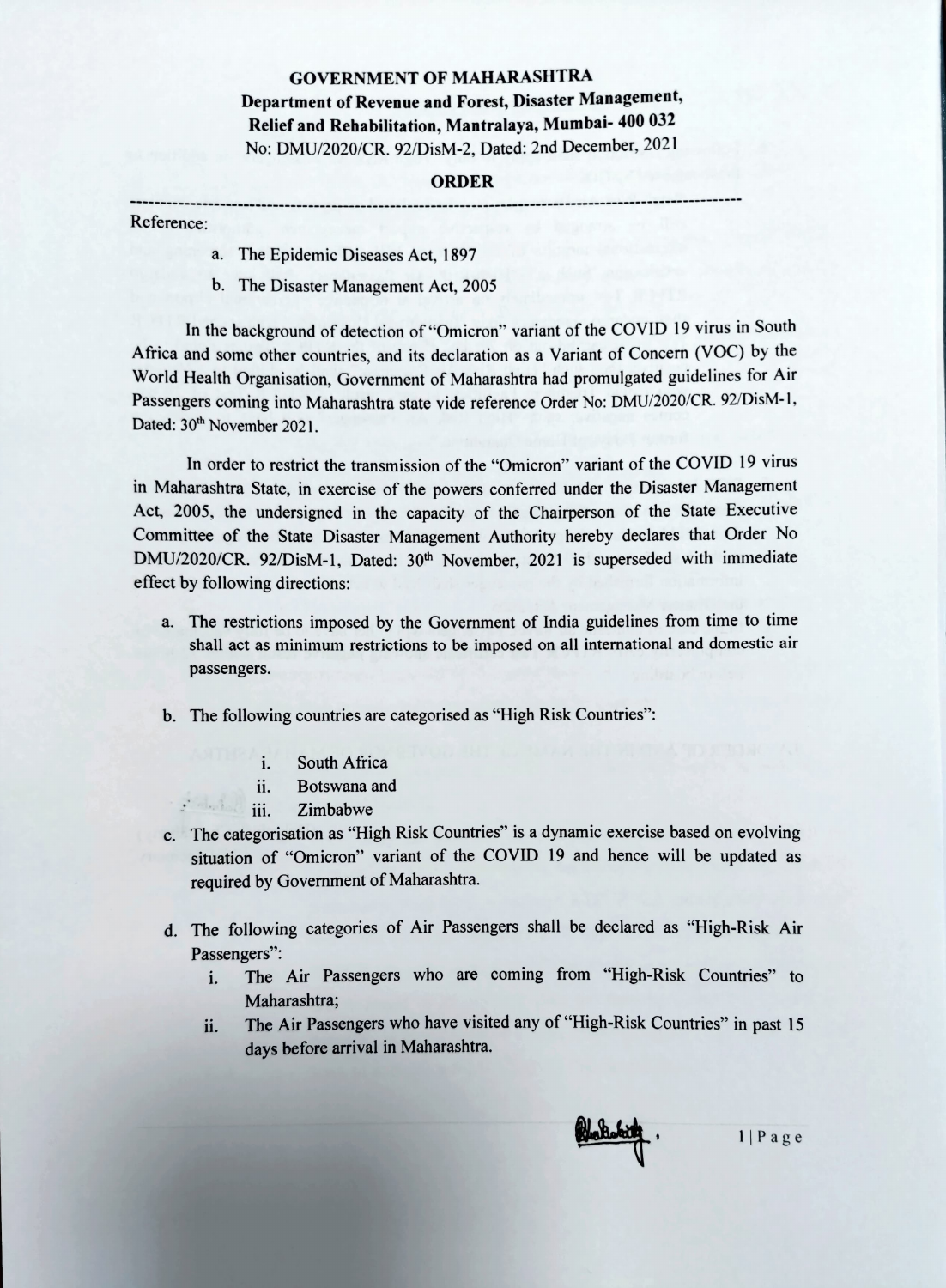**GOVERNMENT OF MAHARASHTRA**

**Department of Revenue and Forest, Disaster Management, Relief and Rehabilitation, Mantralaya, Mumbai- 400 032**

No: DMU/2020/CR. 92/DisM-2, Dated: 2nd December, 2021

## ORDER

---

Reference:

a. The Epidemic Diseases Act, 1897

b. The Disaster Management Act, 2005

In the background of detection of "Omicron" variant of the COVID 19 virus in South Africa and some other countries, and its declaration as a Variant of Concern (VOC) by the World Health Organisation, Government of Maharashtra had promulgated guidelines for Air Passengers coming into Maharashtra state vide reference Order No: DMU/2020/CR. 92/DisM-1, Dated: 30th November 2021.

In order to restrict the transmission of the "Omicron" variant of the COVID 19 virus in Maharashtra State, in exercise of the powers conferred under the Disaster Management Act, 2005, the undersigned in the capacity of the Chairperson of the State Executive Committee of the State Disaster Management Authority hereby declares that Order No DMU/2020/CR. 92/DisM-1, Dated: 30th November, 2021 is superseded with immediate effect by following directions:

a. The restrictions imposed by the Government of India guidelines from time to time shall act as minimum restrictions to be imposed on all international and domestic air passengers.

b. The following countries are categorised as "High Risk Countries":

   i. South Africa
   
   ii. Botswana and
   
   iii. Zimbabwe

c. The categorisation as "High Risk Countries" is a dynamic exercise based on evolving situation of "Omicron" variant of the COVID 19 and hence will be updated as required by Government of Maharashtra.

d. The following categories of Air Passengers shall be declared as "High-Risk Air Passengers":

   i. The Air Passengers who are coming from "High-Risk Countries" to Maharashtra;
   
   ii. The Air Passengers who have visited any of "High-Risk Countries" in past 15 days before arrival in Maharashtra.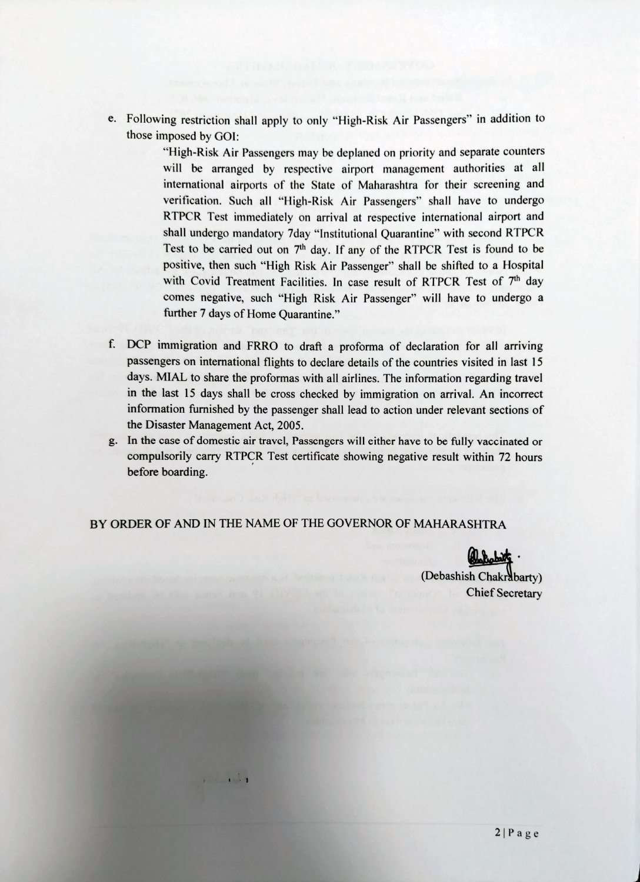e. Following restriction shall apply to only "High-Risk Air Passengers" in addition to those imposed by GOI:

   "High-Risk Air Passengers may be deplaned on priority and separate counters will be arranged by respective airport management authorities at all international airports of the State of Maharashtra for their screening and verification. Such all "High-Risk Air Passengers" shall have to undergo RTPCR Test immediately on arrival at respective international airport and shall undergo mandatory 7day "Institutional Quarantine" with second RTPCR Test to be carried out on 7th day. If any of the RTPCR Test is found to be positive, then such "High Risk Air Passenger" shall be shifted to a Hospital with Covid Treatment Facilities. In case result of RTPCR Test of 7th day comes negative, such "High Risk Air Passenger" will have to undergo a further 7 days of Home Quarantine."

f. DCP immigration and FRRO to draft a proforma of declaration for all arriving passengers on international flights to declare details of the countries visited in last 15 days. MIAL to share the proformas with all airlines. The information regarding travel in the last 15 days shall be cross checked by immigration on arrival. An incorrect information furnished by the passenger shall lead to action under relevant sections of the Disaster Management Act, 2005.

g. In the case of domestic air travel, Passengers will either have to be fully vaccinated or compulsorily carry RTPCR Test certificate showing negative result within 72 hours before boarding.

BY ORDER OF AND IN THE NAME OF THE GOVERNOR OF MAHARASHTRA

(Debashish Chakrabarty)
Chief Secretary